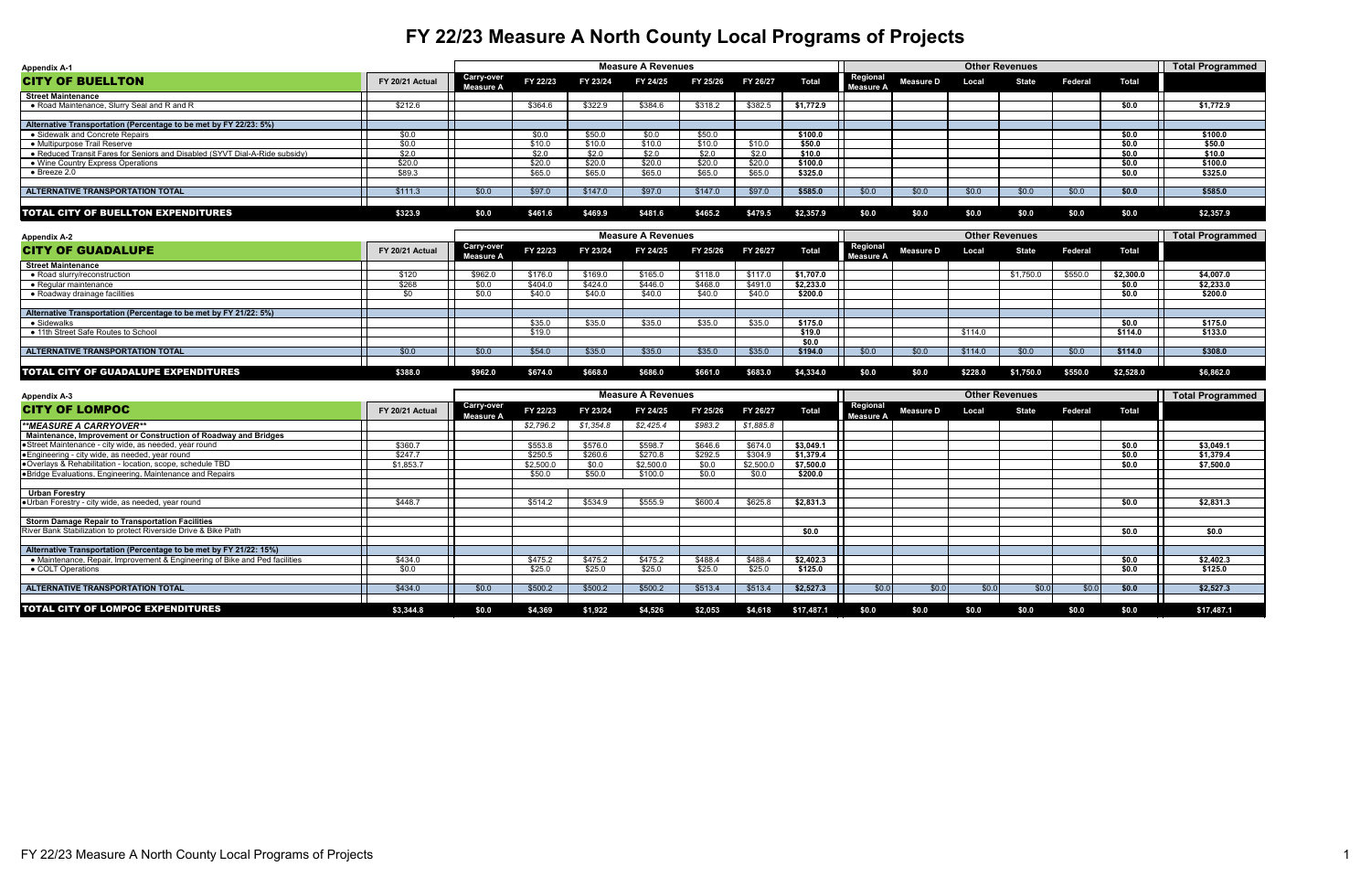# FY 22/23 Measure A North County Local Programs of Projects

## Appendix A-1

| CITY OF BUELLTON | FY 20/21 Actual | Measure A Revenues | | | | | | | Other Revenues | | | | | | Total Programmed |
|---|---|---|---|---|---|---|---|---|---|---|---|---|---|---|---|
| | | Carry-over Measure A | FY 22/23 | FY 23/24 | FY 24/25 | FY 25/26 | FY 26/27 | Total | Regional Measure A | Measure D | Local | State | Federal | Total | |
| **Street Maintenance** | | | | | | | | | | | | | | | |
| • Road Maintenance, Slurry Seal and R and R | $212.6 | | $364.6 | $322.9 | $384.6 | $318.2 | $382.5 | $1,772.9 | | | | | | $0.0 | $1,772.9 |
| **Alternative Transportation (Percentage to be met by FY 22/23: 5%)** | | | | | | | | | | | | | | | |
| • Sidewalk and Concrete Repairs | $0.0 | | $0.0 | $50.0 | $0.0 | $50.0 | | $100.0 | | | | | | $0.0 | $100.0 |
| • Multipurpose Trail Reserve | $0.0 | | $10.0 | $10.0 | $10.0 | $10.0 | $10.0 | $50.0 | | | | | | $0.0 | $50.0 |
| • Reduced Transit Fares for Seniors and Disabled (SYVT Dial-A-Ride subsidy) | $2.0 | | $2.0 | $2.0 | $2.0 | $2.0 | $2.0 | $10.0 | | | | | | $0.0 | $10.0 |
| • Wine Country Express Operations | $20.0 | | $20.0 | $20.0 | $20.0 | $20.0 | $20.0 | $100.0 | | | | | | $0.0 | $100.0 |
| • Breeze 2.0 | $89.3 | | $65.0 | $65.0 | $65.0 | $65.0 | $65.0 | $325.0 | | | | | | $0.0 | $325.0 |
| **ALTERNATIVE TRANSPORTATION TOTAL** | $111.3 | $0.0 | $97.0 | $147.0 | $97.0 | $147.0 | $97.0 | $585.0 | $0.0 | $0.0 | $0.0 | $0.0 | $0.0 | $0.0 | $585.0 |
| **TOTAL CITY OF BUELLTON EXPENDITURES** | $323.9 | $0.0 | $461.6 | $469.9 | $481.6 | $465.2 | $479.5 | $2,357.9 | $0.0 | $0.0 | $0.0 | $0.0 | $0.0 | $0.0 | $2,357.9 |

## Appendix A-2

| CITY OF GUADALUPE | FY 20/21 Actual | Measure A Revenues | | | | | | | Other Revenues | | | | | | Total Programmed |
|---|---|---|---|---|---|---|---|---|---|---|---|---|---|---|---|
| | | Carry-over Measure A | FY 22/23 | FY 23/24 | FY 24/25 | FY 25/26 | FY 26/27 | Total | Regional Measure A | Measure D | Local | State | Federal | Total | |
| **Street Maintenance** | | | | | | | | | | | | | | | |
| • Road slurry/reconstruction | $120 | $962.0 | $176.0 | $169.0 | $165.0 | $118.0 | $117.0 | $1,707.0 | | | | $1,750.0 | $550.0 | $2,300.0 | $4,007.0 |
| • Regular maintenance | $268 | $0.0 | $404.0 | $424.0 | $446.0 | $468.0 | $491.0 | $2,233.0 | | | | | | $0.0 | $2,233.0 |
| • Roadway drainage facilities | $0 | $0.0 | $40.0 | $40.0 | $40.0 | $40.0 | $40.0 | $200.0 | | | | | | $0.0 | $200.0 |
| **Alternative Transportation (Percentage to be met by FY 21/22: 5%)** | | | | | | | | | | | | | | | |
| • Sidewalks | | | $35.0 | $35.0 | $35.0 | $35.0 | $35.0 | $175.0 | | | | | | $0.0 | $175.0 |
| • 11th Street Safe Routes to School | | | $19.0 | | | | | $19.0 | | | $114.0 | | | $114.0 | $133.0 |
| | | | | | | | | $0.0 | | | | | | | |
| **ALTERNATIVE TRANSPORTATION TOTAL** | $0.0 | $0.0 | $54.0 | $35.0 | $35.0 | $35.0 | $35.0 | $194.0 | $0.0 | $0.0 | $114.0 | $0.0 | $0.0 | $114.0 | $308.0 |
| **TOTAL CITY OF GUADALUPE EXPENDITURES** | $388.0 | $962.0 | $674.0 | $668.0 | $686.0 | $661.0 | $683.0 | $4,334.0 | $0.0 | $0.0 | $228.0 | $1,750.0 | $550.0 | $2,528.0 | $6,862.0 |

## Appendix A-3

| CITY OF LOMPOC | FY 20/21 Actual | Measure A Revenues | | | | | | | Other Revenues | | | | | | Total Programmed |
|---|---|---|---|---|---|---|---|---|---|---|---|---|---|---|---|
| | | Carry-over Measure A | FY 22/23 | FY 23/24 | FY 24/25 | FY 25/26 | FY 26/27 | Total | Regional Measure A | Measure D | Local | State | Federal | Total | |
| ***MEASURE A CARRYOVER*** | | | *$2,796.2* | *$1,354.8* | *$2,425.4* | *$983.2* | *$1,885.8* | | | | | | | | |
| **Maintenance, Improvement or Construction of Roadway and Bridges** | | | | | | | | | | | | | | | |
| • Street Maintenance - city wide, as needed, year round | $360.7 | | $553.8 | $576.0 | $598.7 | $646.6 | $674.0 | $3,049.1 | | | | | | $0.0 | $3,049.1 |
| • Engineering - city wide, as needed, year round | $247.7 | | $250.5 | $260.6 | $270.8 | $292.5 | $304.9 | $1,379.4 | | | | | | $0.0 | $1,379.4 |
| • Overlays & Rehabilitation - location, scope, schedule TBD | $1,853.7 | | $2,500.0 | $0.0 | $2,500.0 | $0.0 | $2,500.0 | $7,500.0 | | | | | | $0.0 | $7,500.0 |
| • Bridge Evaluations, Engineering, Maintenance and Repairs | | | $50.0 | $50.0 | $100.0 | $0.0 | $0.0 | $200.0 | | | | | | | |
| **Urban Forestry** | | | | | | | | | | | | | | | |
| • Urban Forestry - city wide, as needed, year round | $448.7 | | $514.2 | $534.9 | $555.9 | $600.4 | $625.8 | $2,831.3 | | | | | | $0.0 | $2,831.3 |
| **Storm Damage Repair to Transportation Facilities** | | | | | | | | | | | | | | | |
| River Bank Stabilization to protect Riverside Drive & Bike Path | | | | | | | | $0.0 | | | | | | $0.0 | $0.0 |
| **Alternative Transportation (Percentage to be met by FY 21/22: 15%)** | | | | | | | | | | | | | | | |
| • Maintenance, Repair, Improvement & Engineering of Bike and Ped facilities | $434.0 | | $475.2 | $475.2 | $475.2 | $488.4 | $488.4 | $2,402.3 | | | | | | $0.0 | $2,402.3 |
| • COLT Operations | $0.0 | | $25.0 | $25.0 | $25.0 | $25.0 | $25.0 | $125.0 | | | | | | $0.0 | $125.0 |
| **ALTERNATIVE TRANSPORTATION TOTAL** | $434.0 | $0.0 | $500.2 | $500.2 | $500.2 | $513.4 | $513.4 | $2,527.3 | $0.0 | $0.0 | $0.0 | $0.0 | $0.0 | $0.0 | $2,527.3 |
| **TOTAL CITY OF LOMPOC EXPENDITURES** | $3,344.8 | $0.0 | $4,369 | $1,922 | $4,526 | $2,053 | $4,618 | $17,487.1 | $0.0 | $0.0 | $0.0 | $0.0 | $0.0 | $0.0 | $17,487.1 |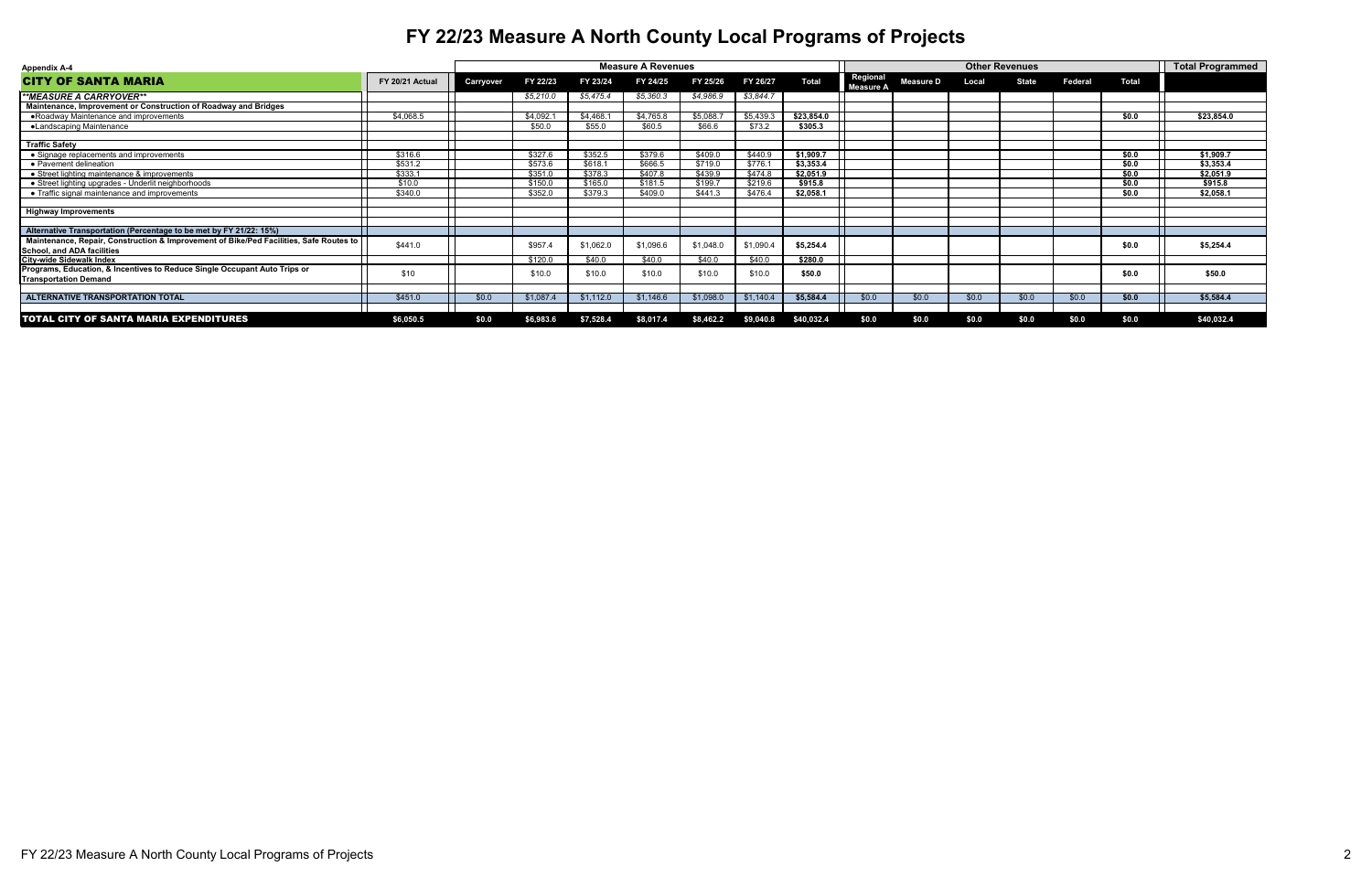# FY 22/23 Measure A North County Local Programs of Projects

Appendix A-4

| CITY OF SANTA MARIA | FY 20/21 Actual | Measure A Revenues | | | | | | | | Other Revenues | | | | | | Total Programmed |
|---|---|---|---|---|---|---|---|---|---|---|---|---|---|---|---|---|
| | | Carryover | FY 22/23 | FY 23/24 | FY 24/25 | FY 25/26 | FY 26/27 | Total | Regional Measure A | Measure D | Local | State | Federal | Total | |
| ***MEASURE A CARRYOVER*** | | | *$5,210.0* | *$5,475.4* | *$5,360.3* | *$4,986.9* | *$3,844.7* | | | | | | | | |
| **Maintenance, Improvement or Construction of Roadway and Bridges** | | | | | | | | | | | | | | | |
| •Roadway Maintenance and improvements | $4,068.5 | | $4,092.1 | $4,468.1 | $4,765.8 | $5,088.7 | $5,439.3 | **$23,854.0** | | | | | | **$0.0** | **$23,854.0** |
| •Landscaping Maintenance | | | $50.0 | $55.0 | $60.5 | $66.6 | $73.2 | **$305.3** | | | | | | | |
| **Traffic Safety** | | | | | | | | | | | | | | | |
| • Signage replacements and improvements | $316.6 | | $327.6 | $352.5 | $379.6 | $409.0 | $440.9 | **$1,909.7** | | | | | | **$0.0** | **$1,909.7** |
| • Pavement delineation | $531.2 | | $573.6 | $618.1 | $666.5 | $719.0 | $776.1 | **$3,353.4** | | | | | | **$0.0** | **$3,353.4** |
| • Street lighting maintenance & improvements | $333.1 | | $351.0 | $378.3 | $407.8 | $439.9 | $474.8 | **$2,051.9** | | | | | | **$0.0** | **$2,051.9** |
| • Street lighting upgrades - Underlit neighborhoods | $10.0 | | $150.0 | $165.0 | $181.5 | $199.7 | $219.6 | **$915.8** | | | | | | **$0.0** | **$915.8** |
| • Traffic signal maintenance and improvements | $340.0 | | $352.0 | $379.3 | $409.0 | $441.3 | $476.4 | **$2,058.1** | | | | | | **$0.0** | **$2,058.1** |
| **Highway Improvements** | | | | | | | | | | | | | | | |
| **Alternative Transportation (Percentage to be met by FY 21/22: 15%)** | | | | | | | | | | | | | | | |
| **Maintenance, Repair, Construction & Improvement of Bike/Ped Facilities, Safe Routes to School, and ADA facilities** | $441.0 | | $957.4 | $1,062.0 | $1,096.6 | $1,048.0 | $1,090.4 | **$5,254.4** | | | | | | **$0.0** | **$5,254.4** |
| **City-wide Sidewalk Index** | | | $120.0 | $40.0 | $40.0 | $40.0 | $40.0 | **$280.0** | | | | | | | |
| **Programs, Education, & Incentives to Reduce Single Occupant Auto Trips or Transportation Demand** | $10 | | $10.0 | $10.0 | $10.0 | $10.0 | $10.0 | **$50.0** | | | | | | **$0.0** | **$50.0** |
| **ALTERNATIVE TRANSPORTATION TOTAL** | $451.0 | $0.0 | $1,087.4 | $1,112.0 | $1,146.6 | $1,098.0 | $1,140.4 | **$5,584.4** | $0.0 | $0.0 | $0.0 | $0.0 | $0.0 | **$0.0** | **$5,584.4** |
| **TOTAL CITY OF SANTA MARIA EXPENDITURES** | **$6,050.5** | **$0.0** | **$6,983.6** | **$7,528.4** | **$8,017.4** | **$8,462.2** | **$9,040.8** | **$40,032.4** | **$0.0** | **$0.0** | **$0.0** | **$0.0** | **$0.0** | **$0.0** | **$40,032.4** |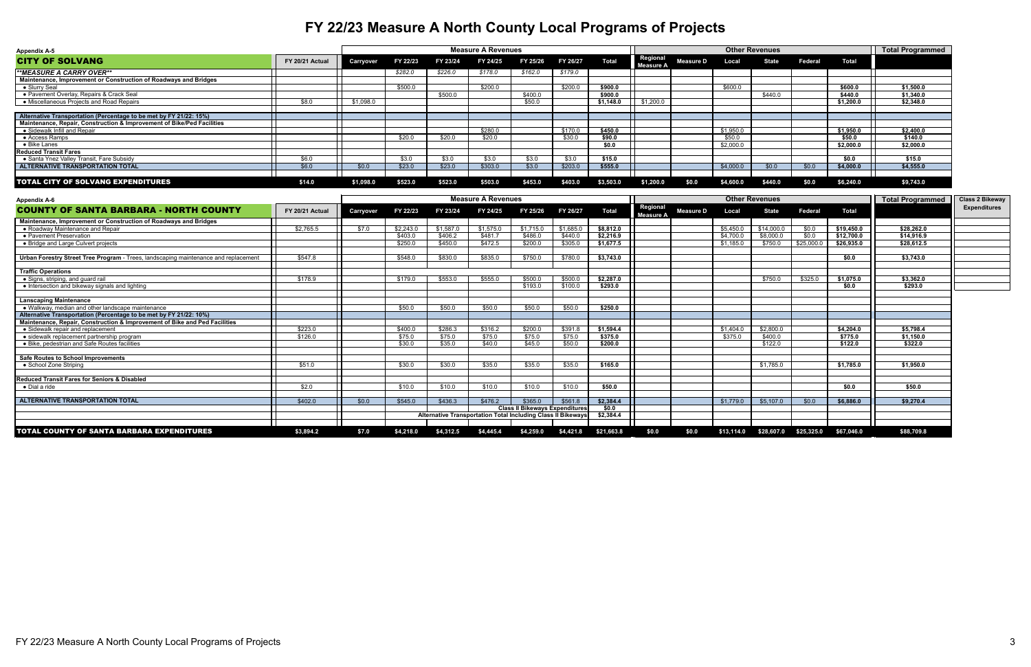# FY 22/23 Measure A North County Local Programs of Projects

Appendix A-5

| CITY OF SOLVANG | FY 20/21 Actual | Measure A Revenues | | | | | | | Other Revenues | | | | | | Total Programmed |
|---|---|---|---|---|---|---|---|---|---|---|---|---|---|---|---|
| | | Carryover | FY 22/23 | FY 23/24 | FY 24/25 | FY 25/26 | FY 26/27 | Total | Regional Measure A | Measure D | Local | State | Federal | Total | |
| ***MEASURE A CARRY OVER*** | | | *$282.0* | *$226.0* | *$178.0* | *$162.0* | *$179.0* | | | | | | | | |
| **Maintenance, Improvement or Construction of Roadways and Bridges** | | | | | | | | | | | | | | | |
| • Slurry Seal | | | $500.0 | | $200.0 | | $200.0 | **$900.0** | | | $600.0 | | | **$600.0** | **$1,500.0** |
| • Pavement Overlay, Repairs & Crack Seal | | | | $500.0 | | $400.0 | | **$900.0** | | | | $440.0 | | **$440.0** | **$1,340.0** |
| • Miscellaneous Projects and Road Repairs | $8.0 | $1,098.0 | | | | $50.0 | | **$1,148.0** | $1,200.0 | | | | | **$1,200.0** | **$2,348.0** |
| **Alternative Transportation (Percentage to be met by FY 21/22: 15%)** | | | | | | | | | | | | | | | |
| **Maintenance, Repair, Construction & Improvement of Bike/Ped Facilities** | | | | | | | | | | | | | | | |
| • Sidewalk Infill and Repair | | | | | $280.0 | | $170.0 | **$450.0** | | | $1,950.0 | | | **$1,950.0** | **$2,400.0** |
| • Access Ramps | | | $20.0 | $20.0 | $20.0 | | $30.0 | **$90.0** | | | $50.0 | | | **$50.0** | **$140.0** |
| • Bike Lanes | | | | | | | | **$0.0** | | | $2,000.0 | | | **$2,000.0** | **$2,000.0** |
| **Reduced Transit Fares** | | | | | | | | | | | | | | | |
| • Santa Ynez Valley Transit, Fare Subsidy | $6.0 | | $3.0 | $3.0 | $3.0 | $3.0 | $3.0 | **$15.0** | | | | | | **$0.0** | **$15.0** |
| **ALTERNATIVE TRANSPORTATION TOTAL** | $6.0 | $0.0 | $23.0 | $23.0 | $303.0 | $3.0 | $203.0 | **$555.0** | | | $4,000.0 | $0.0 | $0.0 | **$4,000.0** | **$4,555.0** |
| **TOTAL CITY OF SOLVANG EXPENDITURES** | **$14.0** | **$1,098.0** | **$523.0** | **$523.0** | **$503.0** | **$453.0** | **$403.0** | **$3,503.0** | **$1,200.0** | **$0.0** | **$4,600.0** | **$440.0** | **$0.0** | **$6,240.0** | **$9,743.0** |

Appendix A-6

| COUNTY OF SANTA BARBARA - NORTH COUNTY | FY 20/21 Actual | Measure A Revenues | | | | | | | Other Revenues | | | | | | Total Programmed | Class 2 Bikeway Expenditures |
|---|---|---|---|---|---|---|---|---|---|---|---|---|---|---|---|---|
| | | Carryover | FY 22/23 | FY 23/24 | FY 24/25 | FY 25/26 | FY 26/27 | Total | Regional Measure A | Measure D | Local | State | Federal | Total | | |
| **Maintenance, Improvement or Construction of Roadways and Bridges** | | | | | | | | | | | | | | | | |
| • Roadway Maintenance and Repair | $2,765.5 | $7.0 | $2,243.0 | $1,587.0 | $1,575.0 | $1,715.0 | $1,685.0 | **$8,812.0** | | | $5,450.0 | $14,000.0 | $0.0 | **$19,450.0** | **$28,262.0** | |
| • Pavement Preservation | | | $403.0 | $406.2 | $481.7 | $486.0 | $440.0 | **$2,216.9** | | | $4,700.0 | $8,000.0 | $0.0 | **$12,700.0** | **$14,916.9** | |
| • Bridge and Large Culvert projects | | | $250.0 | $450.0 | $472.5 | $200.0 | $305.0 | **$1,677.5** | | | $1,185.0 | $750.0 | $25,000.0 | **$26,935.0** | **$28,612.5** | |
| **Urban Forestry Street Tree Program** - Trees, landscaping maintenance and replacement | $547.8 | | $548.0 | $830.0 | $835.0 | $750.0 | $780.0 | **$3,743.0** | | | | | | **$0.0** | **$3,743.0** | |
| **Traffic Operations** | | | | | | | | | | | | | | | | |
| • Signs, striping, and guard rail | $178.9 | | $179.0 | $553.0 | $555.0 | $500.0 | $500.0 | **$2,287.0** | | | | $750.0 | $325.0 | **$1,075.0** | **$3,362.0** | |
| • Intersection and bikeway signals and lighting | | | | | | $193.0 | $100.0 | **$293.0** | | | | | | **$0.0** | **$293.0** | |
| **Lanscaping Maintenance** | | | | | | | | | | | | | | | | |
| • Walkway, median and other landscape maintenance | | | $50.0 | $50.0 | $50.0 | $50.0 | $50.0 | **$250.0** | | | | | | | | |
| **Alternative Transportation (Percentage to be met by FY 21/22: 10%)** | | | | | | | | | | | | | | | | |
| **Maintenance, Repair, Construction & Improvement of Bike and Ped Facilities** | | | | | | | | | | | | | | | | |
| • Sidewalk repair and replacement | $223.0 | | $400.0 | $286.3 | $316.2 | $200.0 | $391.8 | **$1,594.4** | | | $1,404.0 | $2,800.0 | | **$4,204.0** | **$5,798.4** | |
| • sidewalk replacement partnership program | $126.0 | | $75.0 | $75.0 | $75.0 | $75.0 | $75.0 | **$375.0** | | | $375.0 | $400.0 | | **$775.0** | **$1,150.0** | |
| • Bike, pedestrian and Safe Routes facilities | | | $30.0 | $35.0 | $40.0 | $45.0 | $50.0 | **$200.0** | | | | $122.0 | | **$122.0** | **$322.0** | |
| **Safe Routes to School Improvements** | | | | | | | | | | | | | | | | |
| • School Zone Striping | $51.0 | | $30.0 | $30.0 | $35.0 | $35.0 | $35.0 | **$165.0** | | | | $1,785.0 | | **$1,785.0** | **$1,950.0** | |
| **Reduced Transit Fares for Seniors & Disabled** | | | | | | | | | | | | | | | | |
| • Dial a ride | $2.0 | | $10.0 | $10.0 | $10.0 | $10.0 | $10.0 | **$50.0** | | | | | | **$0.0** | **$50.0** | |
| **ALTERNATIVE TRANSPORTATION TOTAL** | $402.0 | $0.0 | $545.0 | $436.3 | $476.2 | $365.0 | $561.8 | **$2,384.4** | | | $1,779.0 | $5,107.0 | $0.0 | **$6,886.0** | **$9,270.4** | |
| **Class II Bikeways Expenditures** | | | | | | | | **$0.0** | | | | | | | | |
| **Alternative Transportation Total Including Class II Bikeways** | | | | | | | | **$2,384.4** | | | | | | | | |
| **TOTAL COUNTY OF SANTA BARBARA EXPENDITURES** | **$3,894.2** | **$7.0** | **$4,218.0** | **$4,312.5** | **$4,445.4** | **$4,259.0** | **$4,421.8** | **$21,663.8** | **$0.0** | **$0.0** | **$13,114.0** | **$28,607.0** | **$25,325.0** | **$67,046.0** | **$88,709.8** | |

FY 22/23 Measure A North County Local Programs of Projects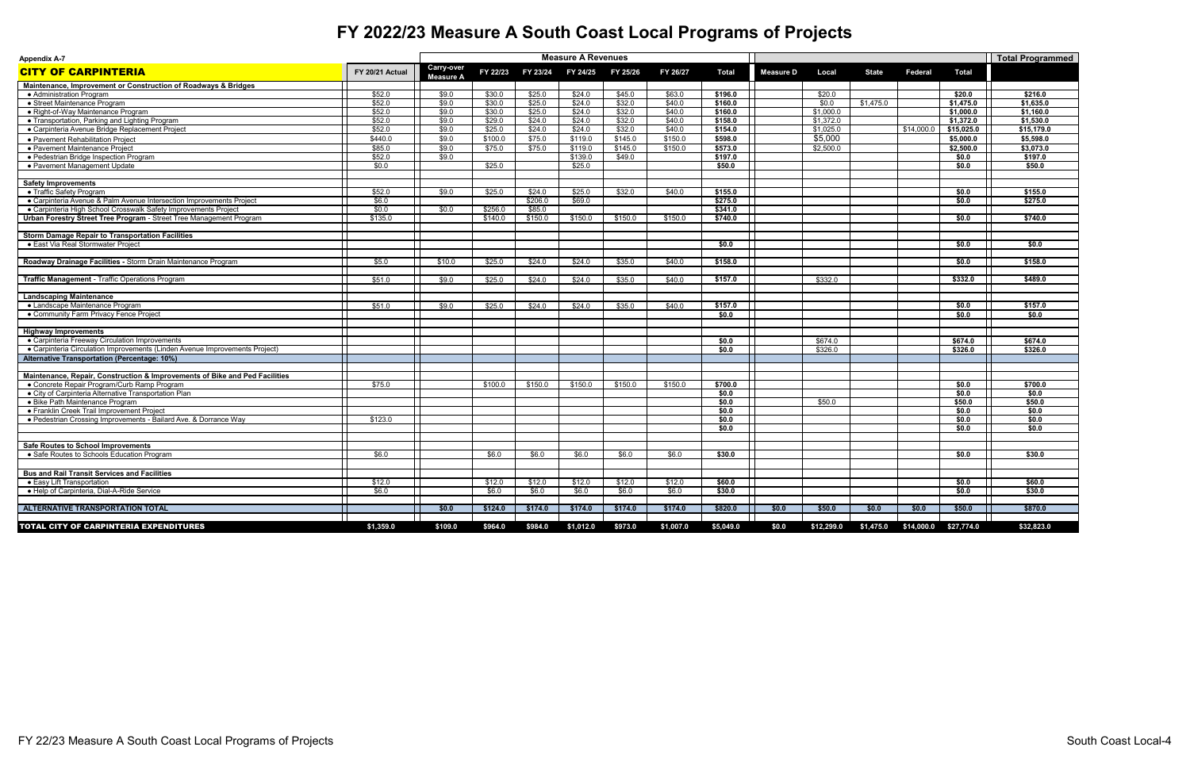# FY 2022/23 Measure A South Coast Local Programs of Projects

Appendix A-7

| CITY OF CARPINTERIA | FY 20/21 Actual | Measure A Revenues | | | | | | | | Other Funding | | | | | Total Programmed |
|---|---|---|---|---|---|---|---|---|---|---|---|---|---|---|---|
| | | Carry-over Measure A | FY 22/23 | FY 23/24 | FY 24/25 | FY 25/26 | FY 26/27 | Total | | Measure D | Local | State | Federal | Total | |
| **Maintenance, Improvement or Construction of Roadways & Bridges** | | | | | | | | | | | | | | | |
| • Administration Program | $52.0 | $9.0 | $30.0 | $25.0 | $24.0 | $45.0 | $63.0 | $196.0 | | | $20.0 | | | $20.0 | $216.0 |
| • Street Maintenance Program | $52.0 | $9.0 | $30.0 | $25.0 | $24.0 | $32.0 | $40.0 | $160.0 | | | $0.0 | $1,475.0 | | $1,475.0 | $1,635.0 |
| • Right-of-Way Maintenance Program | $52.0 | $9.0 | $30.0 | $25.0 | $24.0 | $32.0 | $40.0 | $160.0 | | | $1,000.0 | | | $1,000.0 | $1,160.0 |
| • Transportation, Parking and Lighting Program | $52.0 | $9.0 | $29.0 | $24.0 | $24.0 | $32.0 | $40.0 | $158.0 | | | $1,372.0 | | | $1,372.0 | $1,530.0 |
| • Carpinteria Avenue Bridge Replacement Project | $52.0 | $9.0 | $25.0 | $24.0 | $24.0 | $32.0 | $40.0 | $154.0 | | | $1,025.0 | | $14,000.0 | $15,025.0 | $15,179.0 |
| • Pavement Rehabilitation Project | $440.0 | $9.0 | $100.0 | $75.0 | $119.0 | $145.0 | $150.0 | $598.0 | | | $5,000 | | | $5,000.0 | $5,598.0 |
| • Pavement Maintenance Project | $85.0 | $9.0 | $75.0 | $75.0 | $119.0 | $145.0 | $150.0 | $573.0 | | | $2,500.0 | | | $2,500.0 | $3,073.0 |
| • Pedestrian Bridge Inspection Program | $52.0 | $9.0 | | | $139.0 | $49.0 | | $197.0 | | | | | | $0.0 | $197.0 |
| • Pavement Management Update | $0.0 | | $25.0 | | $25.0 | | | $50.0 | | | | | | $0.0 | $50.0 |
| **Safety Improvements** | | | | | | | | | | | | | | | |
| • Traffic Safety Program | $52.0 | $9.0 | $25.0 | $24.0 | $25.0 | $32.0 | $40.0 | $155.0 | | | | | | $0.0 | $155.0 |
| • Carpinteria Avenue & Palm Avenue Intersection Improvements Project | $6.0 | | | $206.0 | $69.0 | | | $275.0 | | | | | | $0.0 | $275.0 |
| • Carpinteria High School Crosswalk Safety Improvements Project | $0.0 | $0.0 | $256.0 | $85.0 | | | | $341.0 | | | | | | | $341.0 |
| **Urban Forestry Street Tree Program** - Street Tree Management Program | $135.0 | | $140.0 | $150.0 | $150.0 | $150.0 | $150.0 | $740.0 | | | | | | $0.0 | $740.0 |
| **Storm Damage Repair to Transportation Facilities** | | | | | | | | | | | | | | | |
| • East Via Real Stormwater Project | | | | | | | | $0.0 | | | | | | $0.0 | $0.0 |
| **Roadway Drainage Facilities** - Storm Drain Maintenance Program | $5.0 | $10.0 | $25.0 | $24.0 | $24.0 | $35.0 | $40.0 | $158.0 | | | | | | $0.0 | $158.0 |
| **Traffic Management** - Traffic Operations Program | $51.0 | $9.0 | $25.0 | $24.0 | $24.0 | $35.0 | $40.0 | $157.0 | | | $332.0 | | | $332.0 | $489.0 |
| **Landscaping Maintenance** | | | | | | | | | | | | | | | |
| • Landscape Maintenance Program | $51.0 | $9.0 | $25.0 | $24.0 | $24.0 | $35.0 | $40.0 | $157.0 | | | | | | $0.0 | $157.0 |
| • Community Farm Privacy Fence Project | | | | | | | | $0.0 | | | | | | $0.0 | $0.0 |
| **Highway Improvements** | | | | | | | | | | | | | | | |
| • Carpinteria Freeway Circulation Improvements | | | | | | | | $0.0 | | | $674.0 | | | $674.0 | $674.0 |
| • Carpinteria Circulation Improvements (Linden Avenue Improvements Project) | | | | | | | | $0.0 | | | $326.0 | | | $326.0 | $326.0 |
| **Alternative Transportation (Percentage: 10%)** | | | | | | | | | | | | | | | |
| **Maintenance, Repair, Construction & Improvements of Bike and Ped Facilities** | | | | | | | | | | | | | | | |
| • Concrete Repair Program/Curb Ramp Program | $75.0 | | $100.0 | $150.0 | $150.0 | $150.0 | $150.0 | $700.0 | | | | | | $0.0 | $700.0 |
| • City of Carpinteria Alternative Transportation Plan | | | | | | | | $0.0 | | | | | | $0.0 | $0.0 |
| • Bike Path Maintenance Program | | | | | | | | $0.0 | | | $50.0 | | | $50.0 | $50.0 |
| • Franklin Creek Trail Improvement Project | | | | | | | | $0.0 | | | | | | $0.0 | $0.0 |
| • Pedestrian Crossing Improvements - Bailard Ave. & Dorrance Way | $123.0 | | | | | | | $0.0 | | | | | | $0.0 | $0.0 |
| | | | | | | | | $0.0 | | | | | | $0.0 | $0.0 |
| **Safe Routes to School Improvements** | | | | | | | | | | | | | | | |
| • Safe Routes to Schools Education Program | $6.0 | | $6.0 | $6.0 | $6.0 | $6.0 | $6.0 | $30.0 | | | | | | $0.0 | $30.0 |
| **Bus and Rail Transit Services and Facilities** | | | | | | | | | | | | | | | |
| • Easy Lift Transportation | $12.0 | | $12.0 | $12.0 | $12.0 | $12.0 | $12.0 | $60.0 | | | | | | $0.0 | $60.0 |
| • Help of Carpinteria, Dial-A-Ride Service | $6.0 | | $6.0 | $6.0 | $6.0 | $6.0 | $6.0 | $30.0 | | | | | | $0.0 | $30.0 |
| **ALTERNATIVE TRANSPORTATION TOTAL** | | $0.0 | $124.0 | $174.0 | $174.0 | $174.0 | $174.0 | $820.0 | | $0.0 | $50.0 | $0.0 | $0.0 | $50.0 | $870.0 |
| **TOTAL CITY OF CARPINTERIA EXPENDITURES** | $1,359.0 | $109.0 | $964.0 | $984.0 | $1,012.0 | $973.0 | $1,007.0 | $5,049.0 | | $0.0 | $12,299.0 | $1,475.0 | $14,000.0 | $27,774.0 | $32,823.0 |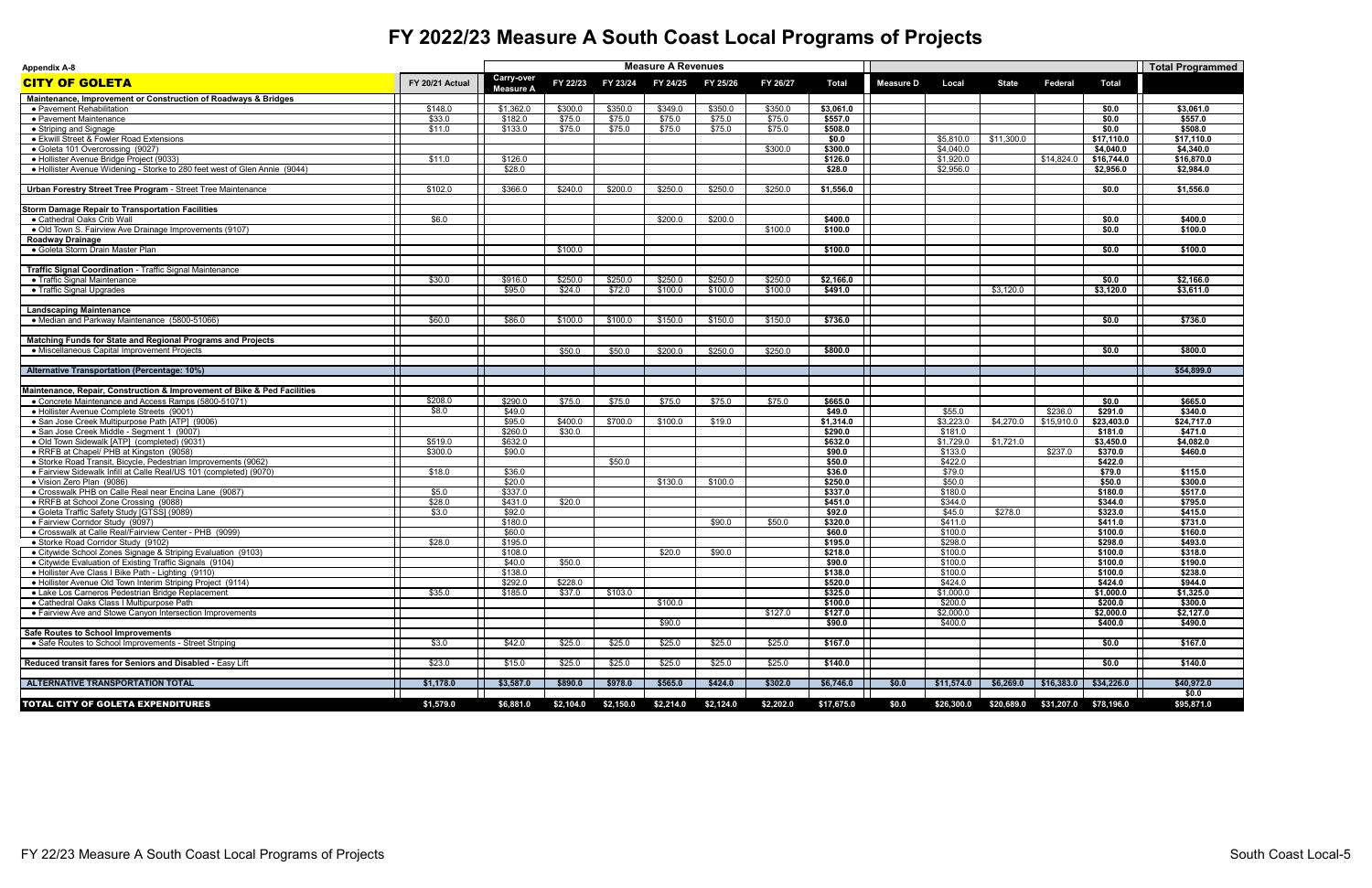# FY 2022/23 Measure A South Coast Local Programs of Projects

Appendix A-8

| CITY OF GOLETA | FY 20/21 Actual | Measure A Revenues | | | | | | | | | | | | | Total Programmed |
|---|---|---|---|---|---|---|---|---|---|---|---|---|---|---|---|
| | | Carry-over Measure A | FY 22/23 | FY 23/24 | FY 24/25 | FY 25/26 | FY 26/27 | Total | Measure D | Local | State | Federal | Total | | |
| **Maintenance, Improvement or Construction of Roadways & Bridges** | | | | | | | | | | | | | | | |
| • Pavement Rehabilitation | $148.0 | $1,362.0 | $300.0 | $350.0 | $349.0 | $350.0 | $350.0 | $3,061.0 | | | | | $0.0 | | $3,061.0 |
| • Pavement Maintenance | $33.0 | $182.0 | $75.0 | $75.0 | $75.0 | $75.0 | $75.0 | $557.0 | | | | | $0.0 | | $557.0 |
| • Striping and Signage | $11.0 | $133.0 | $75.0 | $75.0 | $75.0 | $75.0 | $75.0 | $508.0 | | | | | $0.0 | | $508.0 |
| • Ekwill Street & Fowler Road Extensions | | | | | | | | $0.0 | | $5,810.0 | $11,300.0 | | $17,110.0 | | $17,110.0 |
| • Goleta 101 Overcrossing (9027) | | | | | | | $300.0 | $300.0 | | $4,040.0 | | | $4,040.0 | | $4,340.0 |
| • Hollister Avenue Bridge Project (9033) | $11.0 | $126.0 | | | | | | $126.0 | | $1,920.0 | | $14,824.0 | $16,744.0 | | $16,870.0 |
| • Hollister Avenue Widening - Storke to 280 feet west of Glen Annie (9044) | | $28.0 | | | | | | $28.0 | | $2,956.0 | | | $2,956.0 | | $2,984.0 |
| **Urban Forestry Street Tree Program** - Street Tree Maintenance | $102.0 | $366.0 | $240.0 | $200.0 | $250.0 | $250.0 | $250.0 | $1,556.0 | | | | | $0.0 | | $1,556.0 |
| **Storm Damage Repair to Transportation Facilities** | | | | | | | | | | | | | | | |
| • Cathedral Oaks Crib Wall | $6.0 | | | | $200.0 | $200.0 | | $400.0 | | | | | $0.0 | | $400.0 |
| • Old Town S. Fairview Ave Drainage Improvements (9107) | | | | | | | $100.0 | $100.0 | | | | | $0.0 | | $100.0 |
| **Roadway Drainage** | | | | | | | | | | | | | | | |
| • Goleta Storm Drain Master Plan | | | $100.0 | | | | | $100.0 | | | | | $0.0 | | $100.0 |
| **Traffic Signal Coordination** - Traffic Signal Maintenance | | | | | | | | | | | | | | | |
| • Traffic Signal Maintenance | $30.0 | $916.0 | $250.0 | $250.0 | $250.0 | $250.0 | $250.0 | $2,166.0 | | | | | $0.0 | | $2,166.0 |
| • Traffic Signal Upgrades | | $95.0 | $24.0 | $72.0 | $100.0 | $100.0 | $100.0 | $491.0 | | | $3,120.0 | | $3,120.0 | | $3,611.0 |
| **Landscaping Maintenance** | | | | | | | | | | | | | | | |
| • Median and Parkway Maintenance (5800-51066) | $60.0 | $86.0 | $100.0 | $100.0 | $150.0 | $150.0 | $150.0 | $736.0 | | | | | $0.0 | | $736.0 |
| **Matching Funds for State and Regional Programs and Projects** | | | | | | | | | | | | | | | |
| • Miscellaneous Capital Improvement Projects | | | $50.0 | $50.0 | $200.0 | $250.0 | $250.0 | $800.0 | | | | | $0.0 | | $800.0 |
| **Alternative Transportation (Percentage: 10%)** | | | | | | | | | | | | | | | $54,899.0 |
| **Maintenance, Repair, Construction & Improvement of Bike & Ped Facilities** | | | | | | | | | | | | | | | |
| • Concrete Maintenance and Access Ramps (5800-51071) | $208.0 | $290.0 | $75.0 | $75.0 | $75.0 | $75.0 | $75.0 | $665.0 | | | | | $0.0 | | $665.0 |
| • Hollister Avenue Complete Streets (9001) | $8.0 | $49.0 | | | | | | $49.0 | | $55.0 | | $236.0 | $291.0 | | $340.0 |
| • San Jose Creek Multipurpose Path [ATP] (9006) | | $95.0 | $400.0 | $700.0 | $100.0 | $19.0 | | $1,314.0 | | $3,223.0 | $4,270.0 | $15,910.0 | $23,403.0 | | $24,717.0 |
| • San Jose Creek Middle - Segment 1 (9007) | | $260.0 | $30.0 | | | | | $290.0 | | $181.0 | | | $181.0 | | $471.0 |
| • Old Town Sidewalk [ATP] (completed) (9031) | $519.0 | $632.0 | | | | | | $632.0 | | $1,729.0 | $1,721.0 | | $3,450.0 | | $4,082.0 |
| • RRFB at Chapel/ PHB at Kingston (9058) | $300.0 | $90.0 | | | | | | $90.0 | | $133.0 | | $237.0 | $370.0 | | $460.0 |
| • Storke Road Transit, Bicycle, Pedestrian Improvements (9062) | | | | $50.0 | | | | $50.0 | | $422.0 | | | $422.0 | | |
| • Fairview Sidewalk Infill at Calle Real/US 101 (completed) (9070) | $18.0 | $36.0 | | | | | | $36.0 | | $79.0 | | | $79.0 | | $115.0 |
| • Vision Zero Plan (9086) | | $20.0 | | | $130.0 | $100.0 | | $250.0 | | $50.0 | | | $50.0 | | $300.0 |
| • Crosswalk PHB on Calle Real near Encina Lane (9087) | $5.0 | $337.0 | | | | | | $337.0 | | $180.0 | | | $180.0 | | $517.0 |
| • RRFB at School Zone Crossing (9088) | $28.0 | $431.0 | $20.0 | | | | | $451.0 | | $344.0 | | | $344.0 | | $795.0 |
| • Goleta Traffic Safety Study [GTSS] (9089) | $3.0 | $92.0 | | | | | | $92.0 | | $45.0 | $278.0 | | $323.0 | | $415.0 |
| • Fairview Corridor Study (9097) | | $180.0 | | | | $90.0 | $50.0 | $320.0 | | $411.0 | | | $411.0 | | $731.0 |
| • Crosswalk at Calle Real/Fairview Center - PHB (9099) | | $60.0 | | | | | | $60.0 | | $100.0 | | | $100.0 | | $160.0 |
| • Storke Road Corridor Study (9102) | $28.0 | $195.0 | | | | | | $195.0 | | $298.0 | | | $298.0 | | $493.0 |
| • Citywide School Zones Signage & Striping Evaluation (9103) | | $108.0 | | | $20.0 | $90.0 | | $218.0 | | $100.0 | | | $100.0 | | $318.0 |
| • Citywide Evaluation of Existing Traffic Signals (9104) | | $40.0 | $50.0 | | | | | $90.0 | | $100.0 | | | $100.0 | | $190.0 |
| • Hollister Ave Class I Bike Path - Lighting (9110) | | $138.0 | | | | | | $138.0 | | $100.0 | | | $100.0 | | $238.0 |
| • Hollister Avenue Old Town Interim Striping Project (9114) | | $292.0 | $228.0 | | | | | $520.0 | | $424.0 | | | $424.0 | | $944.0 |
| • Lake Los Carneros Pedestrian Bridge Replacement | $35.0 | $185.0 | $37.0 | $103.0 | | | | $325.0 | | $1,000.0 | | | $1,000.0 | | $1,325.0 |
| • Cathedral Oaks Class I Multipurpose Path | | | | | $100.0 | | | $100.0 | | $200.0 | | | $200.0 | | $300.0 |
| • Fairview Ave and Stowe Canyon Intersection Improvements | | | | | | | $127.0 | $127.0 | | $2,000.0 | | | $2,000.0 | | $2,127.0 |
| | | | | | $90.0 | | | $90.0 | | $400.0 | | | $400.0 | | $490.0 |
| **Safe Routes to School Improvements** | | | | | | | | | | | | | | | |
| • Safe Routes to School Improvements - Street Striping | $3.0 | $42.0 | $25.0 | $25.0 | $25.0 | $25.0 | $25.0 | $167.0 | | | | | $0.0 | | $167.0 |
| **Reduced transit fares for Seniors and Disabled -** Easy Lift | $23.0 | $15.0 | $25.0 | $25.0 | $25.0 | $25.0 | $25.0 | $140.0 | | | | | $0.0 | | $140.0 |
| **ALTERNATIVE TRANSPORTATION TOTAL** | $1,178.0 | $3,587.0 | $890.0 | $978.0 | $565.0 | $424.0 | $302.0 | $6,746.0 | $0.0 | $11,574.0 | $6,269.0 | $16,383.0 | $34,226.0 | | $40,972.0 |
| | | | | | | | | | | | | | | | $0.0 |
| **TOTAL CITY OF GOLETA EXPENDITURES** | $1,579.0 | $6,881.0 | $2,104.0 | $2,150.0 | $2,214.0 | $2,124.0 | $2,202.0 | $17,675.0 | $0.0 | $26,300.0 | $20,689.0 | $31,207.0 | $78,196.0 | | $95,871.0 |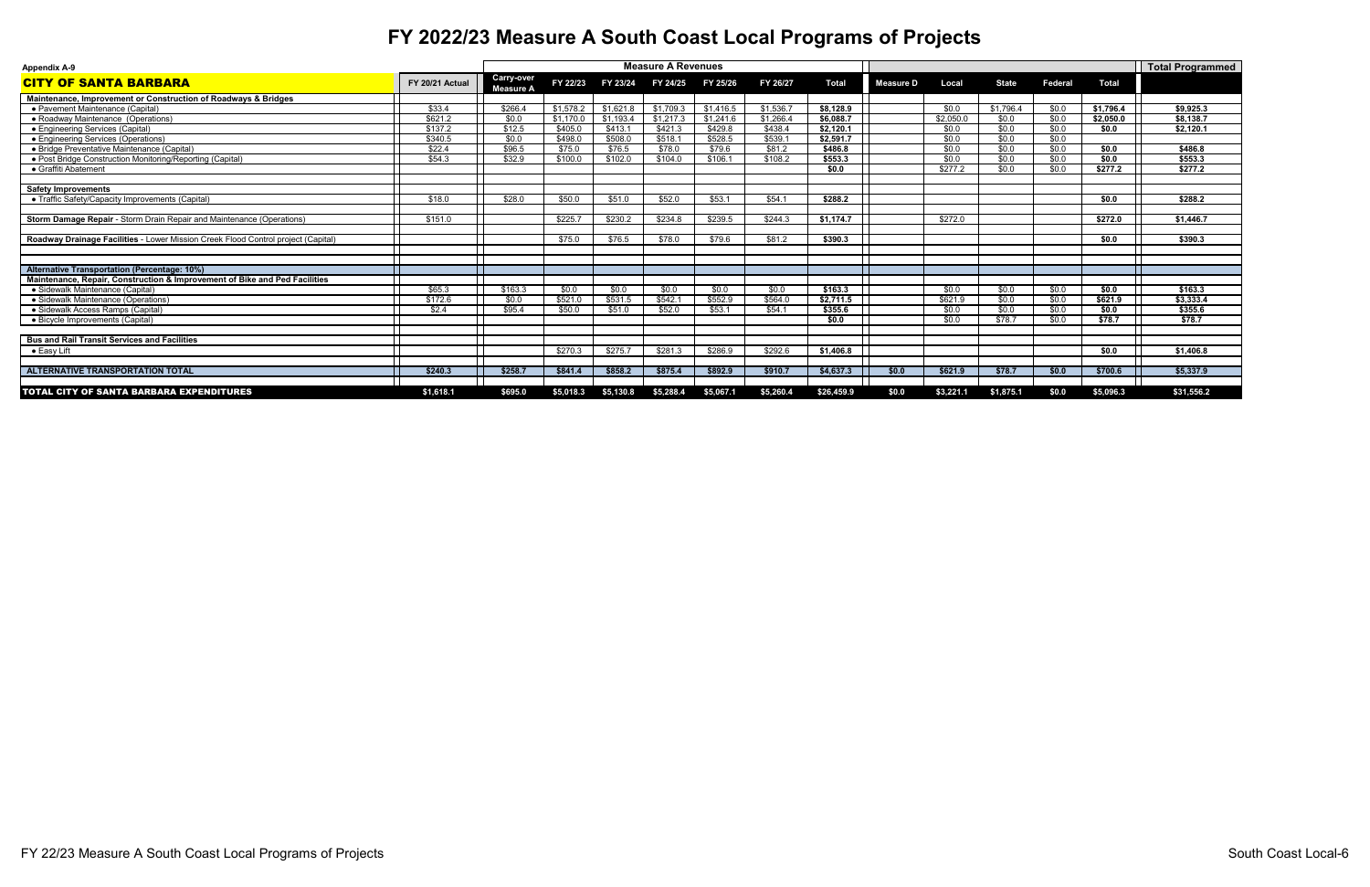# FY 2022/23 Measure A South Coast Local Programs of Projects

| Appendix A-9 | | Measure A Revenues | | | | | | | | | | | | Total Programmed |
|---|---|---|---|---|---|---|---|---|---|---|---|---|---|---|
| **CITY OF SANTA BARBARA** | FY 20/21 Actual | Carry-over Measure A | FY 22/23 | FY 23/24 | FY 24/25 | FY 25/26 | FY 26/27 | Total | Measure D | Local | State | Federal | Total | |
| **Maintenance, Improvement or Construction of Roadways & Bridges** | | | | | | | | | | | | | | |
| • Pavement Maintenance (Capital) | $33.4 | $266.4 | $1,578.2 | $1,621.8 | $1,709.3 | $1,416.5 | $1,536.7 | $8,128.9 | | $0.0 | $1,796.4 | $0.0 | $1,796.4 | $9,925.3 |
| • Roadway Maintenance (Operations) | $621.2 | $0.0 | $1,170.0 | $1,193.4 | $1,217.3 | $1,241.6 | $1,266.4 | $6,088.7 | | $2,050.0 | $0.0 | $0.0 | $2,050.0 | $8,138.7 |
| • Engineering Services (Capital) | $137.2 | $12.5 | $405.0 | $413.1 | $421.3 | $429.8 | $438.4 | $2,120.1 | | $0.0 | $0.0 | $0.0 | $0.0 | $2,120.1 |
| • Engineering Services (Operations) | $340.5 | $0.0 | $498.0 | $508.0 | $518.1 | $528.5 | $539.1 | $2,591.7 | | $0.0 | $0.0 | $0.0 | | |
| • Bridge Preventative Maintenance (Capital) | $22.4 | $96.5 | $75.0 | $76.5 | $78.0 | $79.6 | $81.2 | $486.8 | | $0.0 | $0.0 | $0.0 | $0.0 | $486.8 |
| • Post Bridge Construction Monitoring/Reporting (Capital) | $54.3 | $32.9 | $100.0 | $102.0 | $104.0 | $106.1 | $108.2 | $553.3 | | $0.0 | $0.0 | $0.0 | $0.0 | $553.3 |
| • Graffiti Abatement | | | | | | | | $0.0 | | $277.2 | $0.0 | $0.0 | $277.2 | $277.2 |
| **Safety Improvements** | | | | | | | | | | | | | | |
| • Traffic Safety/Capacity Improvements (Capital) | $18.0 | $28.0 | $50.0 | $51.0 | $52.0 | $53.1 | $54.1 | $288.2 | | | | | $0.0 | $288.2 |
| **Storm Damage Repair** - Storm Drain Repair and Maintenance (Operations) | $151.0 | | $225.7 | $230.2 | $234.8 | $239.5 | $244.3 | $1,174.7 | | $272.0 | | | $272.0 | $1,446.7 |
| **Roadway Drainage Facilities** - Lower Mission Creek Flood Control project (Capital) | | | $75.0 | $76.5 | $78.0 | $79.6 | $81.2 | $390.3 | | | | | $0.0 | $390.3 |
| **Alternative Transportation (Percentage: 10%)** | | | | | | | | | | | | | | |
| **Maintenance, Repair, Construction & Improvement of Bike and Ped Facilities** | | | | | | | | | | | | | | |
| • Sidewalk Maintenance (Capital) | $65.3 | $163.3 | $0.0 | $0.0 | $0.0 | $0.0 | $0.0 | $163.3 | | $0.0 | $0.0 | $0.0 | $0.0 | $163.3 |
| • Sidewalk Maintenance (Operations) | $172.6 | $0.0 | $521.0 | $531.5 | $542.1 | $552.9 | $564.0 | $2,711.5 | | $621.9 | $0.0 | $0.0 | $621.9 | $3,333.4 |
| • Sidewalk Access Ramps (Capital) | $2.4 | $95.4 | $50.0 | $51.0 | $52.0 | $53.1 | $54.1 | $355.6 | | $0.0 | $0.0 | $0.0 | $0.0 | $355.6 |
| • Bicycle Improvements (Capital) | | | | | | | | $0.0 | | $0.0 | $78.7 | $0.0 | $78.7 | $78.7 |
| **Bus and Rail Transit Services and Facilities** | | | | | | | | | | | | | | |
| • Easy Lift | | | $270.3 | $275.7 | $281.3 | $286.9 | $292.6 | $1,406.8 | | | | | $0.0 | $1,406.8 |
| **ALTERNATIVE TRANSPORTATION TOTAL** | $240.3 | $258.7 | $841.4 | $858.2 | $875.4 | $892.9 | $910.7 | $4,637.3 | $0.0 | $621.9 | $78.7 | $0.0 | $700.6 | $5,337.9 |
| **TOTAL CITY OF SANTA BARBARA EXPENDITURES** | $1,618.1 | $695.0 | $5,018.3 | $5,130.8 | $5,288.4 | $5,067.1 | $5,260.4 | $26,459.9 | $0.0 | $3,221.1 | $1,875.1 | $0.0 | $5,096.3 | $31,556.2 |

FY 22/23 Measure A South Coast Local Programs of Projects

South Coast Local-6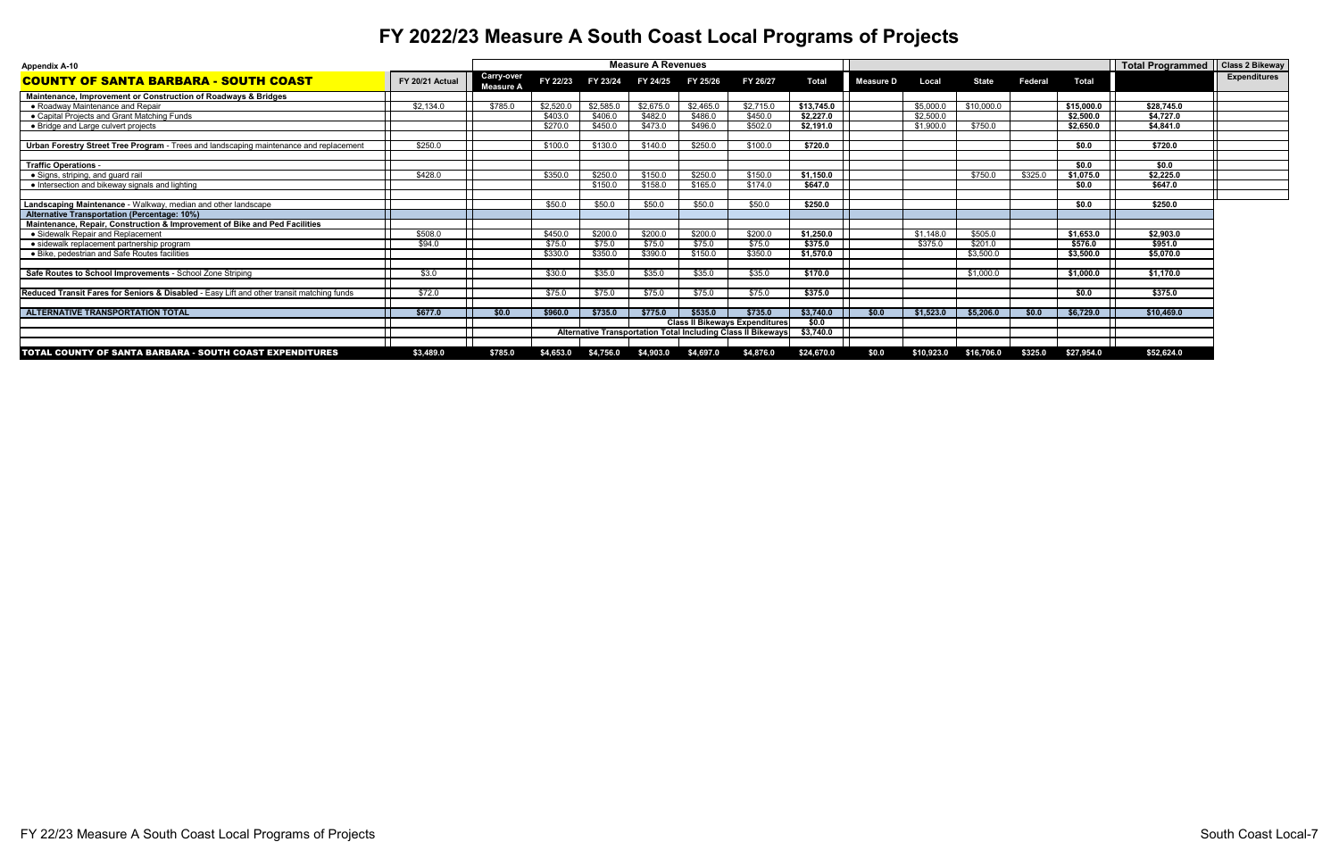# FY 2022/23 Measure A South Coast Local Programs of Projects

Appendix A-10

| COUNTY OF SANTA BARBARA - SOUTH COAST | FY 20/21 Actual | Measure A Revenues | | | | | | | | | | | | | Total Programmed | Class 2 Bikeway |
|---|---|---|---|---|---|---|---|---|---|---|---|---|---|---|---|---|
| | | Carry-over Measure A | FY 22/23 | FY 23/24 | FY 24/25 | FY 25/26 | FY 26/27 | Total | Measure D | Local | State | Federal | Total | | | Expenditures |
| **Maintenance, Improvement or Construction of Roadways & Bridges** | | | | | | | | | | | | | | | | |
| • Roadway Maintenance and Repair | $2,134.0 | $785.0 | $2,520.0 | $2,585.0 | $2,675.0 | $2,465.0 | $2,715.0 | $13,745.0 | | $5,000.0 | $10,000.0 | | $15,000.0 | | $28,745.0 | |
| • Capital Projects and Grant Matching Funds | | | $403.0 | $406.0 | $482.0 | $486.0 | $450.0 | $2,227.0 | | $2,500.0 | | | $2,500.0 | | $4,727.0 | |
| • Bridge and Large culvert projects | | | $270.0 | $450.0 | $473.0 | $496.0 | $502.0 | $2,191.0 | | $1,900.0 | $750.0 | | $2,650.0 | | $4,841.0 | |
| **Urban Forestry Street Tree Program** - Trees and landscaping maintenance and replacement | $250.0 | | $100.0 | $130.0 | $140.0 | $250.0 | $100.0 | $720.0 | | | | | $0.0 | | $720.0 | |
| **Traffic Operations** - | | | | | | | | | | | | | $0.0 | | $0.0 | |
| • Signs, striping, and guard rail | $428.0 | | $350.0 | $250.0 | $150.0 | $250.0 | $150.0 | $1,150.0 | | | $750.0 | $325.0 | $1,075.0 | | $2,225.0 | |
| • Intersection and bikeway signals and lighting | | | | $150.0 | $158.0 | $165.0 | $174.0 | $647.0 | | | | | $0.0 | | $647.0 | |
| **Landscaping Maintenance** - Walkway, median and other landscape | | | $50.0 | $50.0 | $50.0 | $50.0 | $50.0 | $250.0 | | | | | $0.0 | | $250.0 | |
| **Alternative Transportation (Percentage: 10%)** | | | | | | | | | | | | | | | | |
| **Maintenance, Repair, Construction & Improvement of Bike and Ped Facilities** | | | | | | | | | | | | | | | | |
| • Sidewalk Repair and Replacement | $508.0 | | $450.0 | $200.0 | $200.0 | $200.0 | $200.0 | $1,250.0 | | $1,148.0 | $505.0 | | $1,653.0 | | $2,903.0 | |
| • sidewalk replacement partnership program | $94.0 | | $75.0 | $75.0 | $75.0 | $75.0 | $75.0 | $375.0 | | $375.0 | $201.0 | | $576.0 | | $951.0 | |
| • Bike, pedestrian and Safe Routes facilities | | | $330.0 | $350.0 | $390.0 | $150.0 | $350.0 | $1,570.0 | | | $3,500.0 | | $3,500.0 | | $5,070.0 | |
| **Safe Routes to School Improvements** - School Zone Striping | $3.0 | | $30.0 | $35.0 | $35.0 | $35.0 | $35.0 | $170.0 | | | $1,000.0 | | $1,000.0 | | $1,170.0 | |
| **Reduced Transit Fares for Seniors & Disabled** - Easy Lift and other transit matching funds | $72.0 | | $75.0 | $75.0 | $75.0 | $75.0 | $75.0 | $375.0 | | | | | $0.0 | | $375.0 | |
| **ALTERNATIVE TRANSPORTATION TOTAL** | $677.0 | $0.0 | $960.0 | $735.0 | $775.0 | $535.0 | $735.0 | $3,740.0 | $0.0 | $1,523.0 | $5,206.0 | $0.0 | $6,729.0 | | $10,469.0 | |
| | | | | | | | Class II Bikeways Expenditures | $0.0 | | | | | | | | |
| | | | | | | | Alternative Transportation Total Including Class II Bikeways | $3,740.0 | | | | | | | | |
| **TOTAL COUNTY OF SANTA BARBARA - SOUTH COAST EXPENDITURES** | $3,489.0 | $785.0 | $4,653.0 | $4,756.0 | $4,903.0 | $4,697.0 | $4,876.0 | $24,670.0 | $0.0 | $10,923.0 | $16,706.0 | $325.0 | $27,954.0 | | $52,624.0 | |